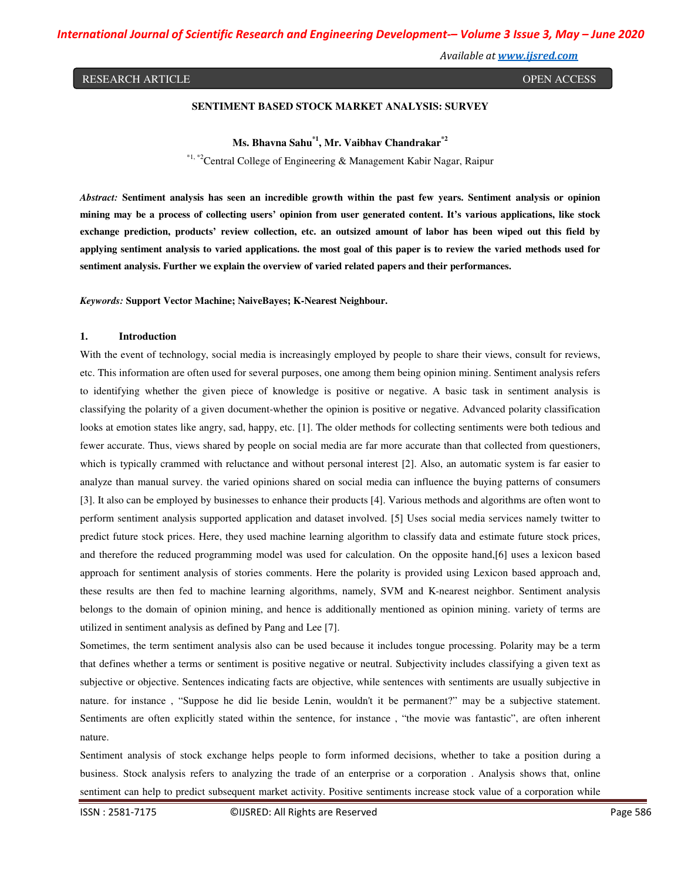RESEARCH ARTICLE OPEN ACCESS

# SENTIMENT BASED STOCK MARKET ANALYSIS: SURVEY

**Ms. Bhavna Sahu[*1], Mr. Vaibhav Chandrakar[*2]**

[*1, *2]Central College of Engineering & Management Kabir Nagar, Raipur

***Abstract:*** **Sentiment analysis has seen an incredible growth within the past few years. Sentiment analysis or opinion mining may be a process of collecting users' opinion from user generated content. It's various applications, like stock exchange prediction, products' review collection, etc. an outsized amount of labor has been wiped out this field by applying sentiment analysis to varied applications. the most goal of this paper is to review the varied methods used for sentiment analysis. Further we explain the overview of varied related papers and their performances.**

***Keywords:*** **Support Vector Machine; NaiveBayes; K-Nearest Neighbour.**

## 1. Introduction

With the event of technology, social media is increasingly employed by people to share their views, consult for reviews, etc. This information are often used for several purposes, one among them being opinion mining. Sentiment analysis refers to identifying whether the given piece of knowledge is positive or negative. A basic task in sentiment analysis is classifying the polarity of a given document-whether the opinion is positive or negative. Advanced polarity classification looks at emotion states like angry, sad, happy, etc. [1]. The older methods for collecting sentiments were both tedious and fewer accurate. Thus, views shared by people on social media are far more accurate than that collected from questioners, which is typically crammed with reluctance and without personal interest [2]. Also, an automatic system is far easier to analyze than manual survey. the varied opinions shared on social media can influence the buying patterns of consumers [3]. It also can be employed by businesses to enhance their products [4]. Various methods and algorithms are often wont to perform sentiment analysis supported application and dataset involved. [5] Uses social media services namely twitter to predict future stock prices. Here, they used machine learning algorithm to classify data and estimate future stock prices, and therefore the reduced programming model was used for calculation. On the opposite hand,[6] uses a lexicon based approach for sentiment analysis of stories comments. Here the polarity is provided using Lexicon based approach and, these results are then fed to machine learning algorithms, namely, SVM and K-nearest neighbor. Sentiment analysis belongs to the domain of opinion mining, and hence is additionally mentioned as opinion mining. variety of terms are utilized in sentiment analysis as defined by Pang and Lee [7].

Sometimes, the term sentiment analysis also can be used because it includes tongue processing. Polarity may be a term that defines whether a terms or sentiment is positive negative or neutral. Subjectivity includes classifying a given text as subjective or objective. Sentences indicating facts are objective, while sentences with sentiments are usually subjective in nature. for instance , "Suppose he did lie beside Lenin, wouldn't it be permanent?" may be a subjective statement. Sentiments are often explicitly stated within the sentence, for instance , "the movie was fantastic", are often inherent nature.

Sentiment analysis of stock exchange helps people to form informed decisions, whether to take a position during a business. Stock analysis refers to analyzing the trade of an enterprise or a corporation . Analysis shows that, online sentiment can help to predict subsequent market activity. Positive sentiments increase stock value of a corporation while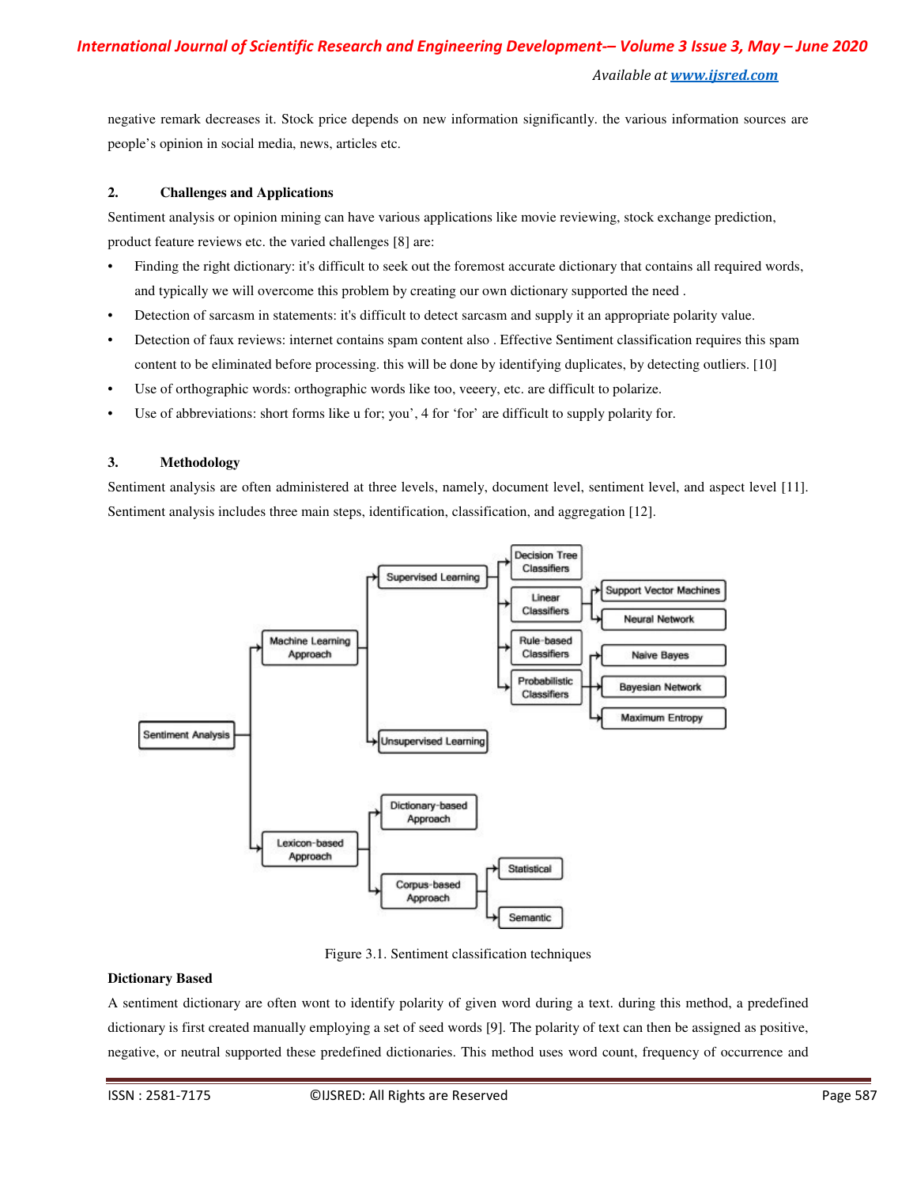negative remark decreases it. Stock price depends on new information significantly. the various information sources are people's opinion in social media, news, articles etc.

## 2. Challenges and Applications

Sentiment analysis or opinion mining can have various applications like movie reviewing, stock exchange prediction, product feature reviews etc. the varied challenges [8] are:

- Finding the right dictionary: it's difficult to seek out the foremost accurate dictionary that contains all required words, and typically we will overcome this problem by creating our own dictionary supported the need .
- Detection of sarcasm in statements: it's difficult to detect sarcasm and supply it an appropriate polarity value.
- Detection of faux reviews: internet contains spam content also . Effective Sentiment classification requires this spam content to be eliminated before processing. this will be done by identifying duplicates, by detecting outliers. [10]
- Use of orthographic words: orthographic words like too, veeery, etc. are difficult to polarize.
- Use of abbreviations: short forms like u for; you', 4 for 'for' are difficult to supply polarity for.

## 3. Methodology

Sentiment analysis are often administered at three levels, namely, document level, sentiment level, and aspect level [11]. Sentiment analysis includes three main steps, identification, classification, and aggregation [12].

Figure 3.1. Sentiment classification techniques

**Dictionary Based**

A sentiment dictionary are often wont to identify polarity of given word during a text. during this method, a predefined dictionary is first created manually employing a set of seed words [9]. The polarity of text can then be assigned as positive, negative, or neutral supported these predefined dictionaries. This method uses word count, frequency of occurrence and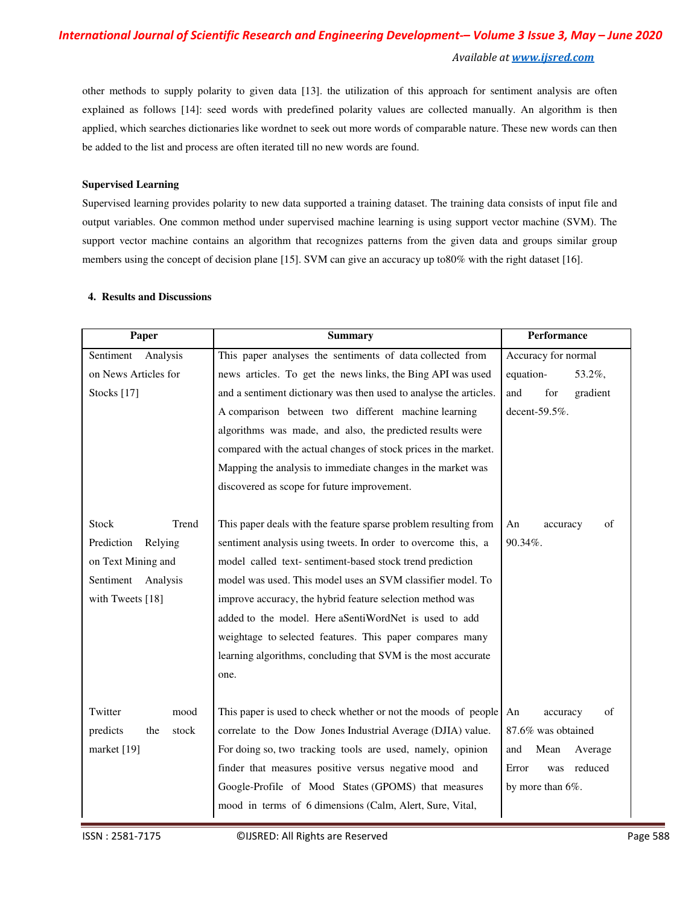other methods to supply polarity to given data [13]. the utilization of this approach for sentiment analysis are often explained as follows [14]: seed words with predefined polarity values are collected manually. An algorithm is then applied, which searches dictionaries like wordnet to seek out more words of comparable nature. These new words can then be added to the list and process are often iterated till no new words are found.

**Supervised Learning**

Supervised learning provides polarity to new data supported a training dataset. The training data consists of input file and output variables. One common method under supervised machine learning is using support vector machine (SVM). The support vector machine contains an algorithm that recognizes patterns from the given data and groups similar group members using the concept of decision plane [15]. SVM can give an accuracy up to80% with the right dataset [16].

## 4. Results and Discussions

| Paper | Summary | Performance |
|---|---|---|
| Sentiment Analysis on News Articles for Stocks [17] | This paper analyses the sentiments of data collected from news articles. To get the news links, the Bing API was used and a sentiment dictionary was then used to analyse the articles. A comparison between two different machine learning algorithms was made, and also, the predicted results were compared with the actual changes of stock prices in the market. Mapping the analysis to immediate changes in the market was discovered as scope for future improvement. | Accuracy for normal equation- 53.2%, and for gradient decent-59.5%. |
| Stock Trend Prediction Relying on Text Mining and Sentiment Analysis with Tweets [18] | This paper deals with the feature sparse problem resulting from sentiment analysis using tweets. In order to overcome this, a model called text- sentiment-based stock trend prediction model was used. This model uses an SVM classifier model. To improve accuracy, the hybrid feature selection method was added to the model. Here aSentiWordNet is used to add weightage to selected features. This paper compares many learning algorithms, concluding that SVM is the most accurate one. | An accuracy of 90.34%. |
| Twitter mood predicts the stock market [19] | This paper is used to check whether or not the moods of people correlate to the Dow Jones Industrial Average (DJIA) value. For doing so, two tracking tools are used, namely, opinion finder that measures positive versus negative mood and Google-Profile of Mood States (GPOMS) that measures mood in terms of 6 dimensions (Calm, Alert, Sure, Vital, | An accuracy of 87.6% was obtained and Mean Average Error was reduced by more than 6%. |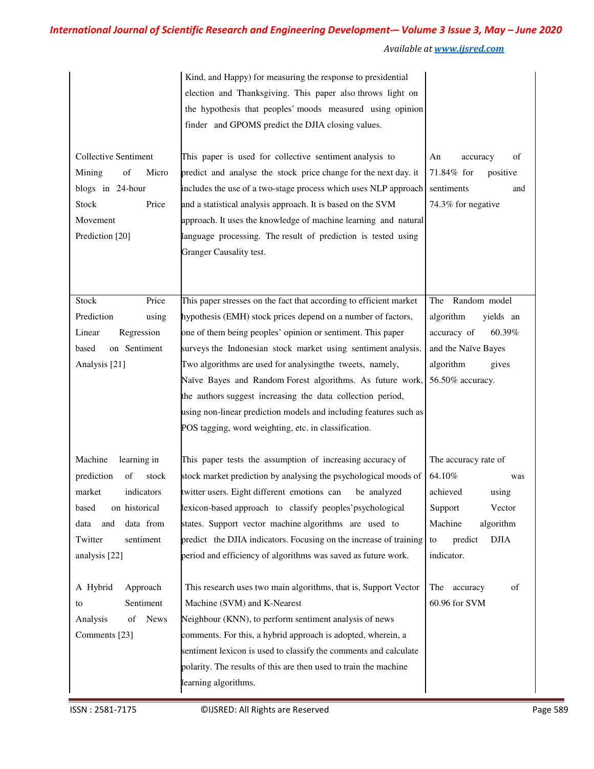| | | |
|---|---|---|
| | Kind, and Happy) for measuring the response to presidential election and Thanksgiving. This paper also throws light on the hypothesis that peoples' moods measured using opinion finder and GPOMS predict the DJIA closing values. | |
| Collective Sentiment Mining of Micro blogs in 24-hour Stock Price Movement Prediction [20] | This paper is used for collective sentiment analysis to predict and analyse the stock price change for the next day. it includes the use of a two-stage process which uses NLP approach and a statistical analysis approach. It is based on the SVM approach. It uses the knowledge of machine learning and natural language processing. The result of prediction is tested using Granger Causality test. | An accuracy of 71.84% for positive sentiments and 74.3% for negative |
| Stock Price Prediction using Linear Regression based on Sentiment Analysis [21] | This paper stresses on the fact that according to efficient market hypothesis (EMH) stock prices depend on a number of factors, one of them being peoples' opinion or sentiment. This paper surveys the Indonesian stock market using sentiment analysis. Two algorithms are used for analysingthe tweets, namely, Naïve Bayes and Random Forest algorithms. As future work, the authors suggest increasing the data collection period, using non-linear prediction models and including features such as POS tagging, word weighting, etc. in classification. | The Random model algorithm yields an accuracy of 60.39% and the Naïve Bayes algorithm gives 56.50% accuracy. |
| Machine learning in prediction of stock market indicators based on historical data and data from Twitter sentiment analysis [22] | This paper tests the assumption of increasing accuracy of stock market prediction by analysing the psychological moods of twitter users. Eight different emotions can be analyzed lexicon-based approach to classify peoples'psychological states. Support vector machine algorithms are used to predict the DJIA indicators. Focusing on the increase of training period and efficiency of algorithms was saved as future work. | The accuracy rate of 64.10% was achieved using Support Vector Machine algorithm to predict DJIA indicator. |
| A Hybrid Approach to Sentiment Analysis of News Comments [23] | This research uses two main algorithms, that is, Support Vector Machine (SVM) and K-Nearest Neighbour (KNN), to perform sentiment analysis of news comments. For this, a hybrid approach is adopted, wherein, a sentiment lexicon is used to classify the comments and calculate polarity. The results of this are then used to train the machine learning algorithms. | The accuracy of 60.96 for SVM |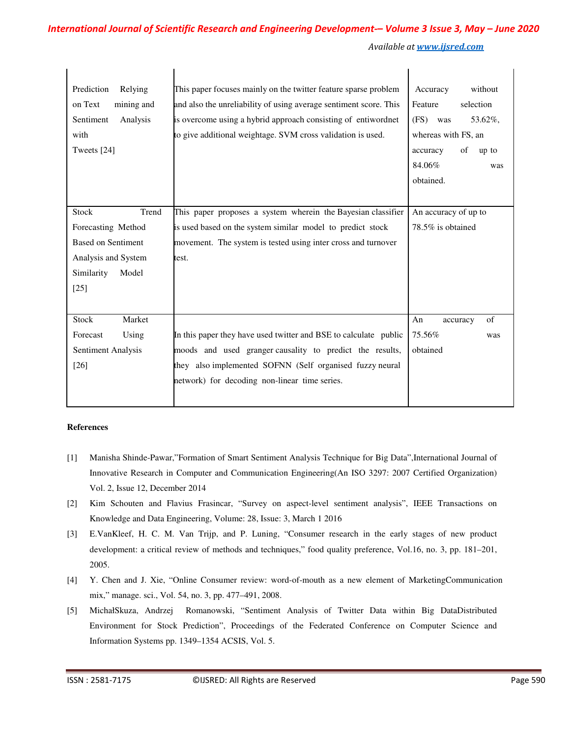| | | |
|---|---|---|
| Prediction Relying on Text mining and Sentiment Analysis with Tweets [24] | This paper focuses mainly on the twitter feature sparse problem and also the unreliability of using average sentiment score. This is overcome using a hybrid approach consisting of entiwordnet to give additional weightage. SVM cross validation is used. | Accuracy without Feature selection (FS) was 53.62%, whereas with FS, an accuracy of up to 84.06% was obtained. |
| Stock Trend Forecasting Method Based on Sentiment Analysis and System Similarity Model [25] | This paper proposes a system wherein the Bayesian classifier is used based on the system similar model to predict stock movement. The system is tested using inter cross and turnover test. | An accuracy of up to 78.5% is obtained |
| Stock Market Forecast Using Sentiment Analysis [26] | In this paper they have used twitter and BSE to calculate public moods and used granger causality to predict the results, they also implemented SOFNN (Self organised fuzzy neural network) for decoding non-linear time series. | An accuracy of 75.56% was obtained |

**References**

[1] Manisha Shinde-Pawar,"Formation of Smart Sentiment Analysis Technique for Big Data",International Journal of Innovative Research in Computer and Communication Engineering(An ISO 3297: 2007 Certified Organization) Vol. 2, Issue 12, December 2014

[2] Kim Schouten and Flavius Frasincar, "Survey on aspect-level sentiment analysis", IEEE Transactions on Knowledge and Data Engineering, Volume: 28, Issue: 3, March 1 2016

[3] E.VanKleef, H. C. M. Van Trijp, and P. Luning, "Consumer research in the early stages of new product development: a critical review of methods and techniques," food quality preference, Vol.16, no. 3, pp. 181–201, 2005.

[4] Y. Chen and J. Xie, "Online Consumer review: word-of-mouth as a new element of MarketingCommunication mix," manage. sci., Vol. 54, no. 3, pp. 477–491, 2008.

[5] MichałSkuza, Andrzej Romanowski, "Sentiment Analysis of Twitter Data within Big DataDistributed Environment for Stock Prediction", Proceedings of the Federated Conference on Computer Science and Information Systems pp. 1349–1354 ACSIS, Vol. 5.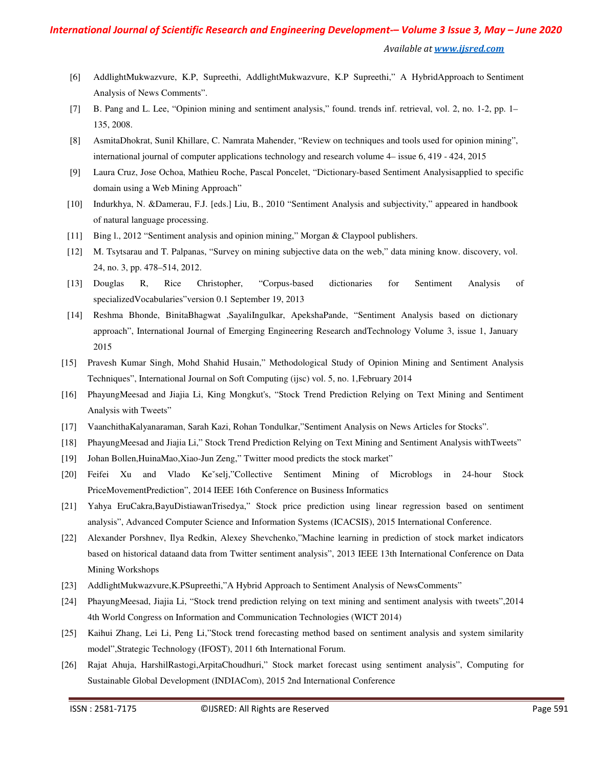[6] AddlightMukwazvure, K.P, Supreethi, AddlightMukwazvure, K.P Supreethi," A HybridApproach to Sentiment Analysis of News Comments".

[7] B. Pang and L. Lee, "Opinion mining and sentiment analysis," found. trends inf. retrieval, vol. 2, no. 1-2, pp. 1–135, 2008.

[8] AsmitaDhokrat, Sunil Khillare, C. Namrata Mahender, "Review on techniques and tools used for opinion mining", international journal of computer applications technology and research volume 4– issue 6, 419 - 424, 2015

[9] Laura Cruz, Jose Ochoa, Mathieu Roche, Pascal Poncelet, "Dictionary-based Sentiment Analysisapplied to specific domain using a Web Mining Approach"

[10] Indurkhya, N. &Damerau, F.J. [eds.] Liu, B., 2010 "Sentiment Analysis and subjectivity," appeared in handbook of natural language processing.

[11] Bing l., 2012 "Sentiment analysis and opinion mining," Morgan & Claypool publishers.

[12] M. Tsytsarau and T. Palpanas, "Survey on mining subjective data on the web," data mining know. discovery, vol. 24, no. 3, pp. 478–514, 2012.

[13] Douglas R, Rice Christopher, "Corpus-based dictionaries for Sentiment Analysis of specializedVocabularies"version 0.1 September 19, 2013

[14] Reshma Bhonde, BinitaBhagwat ,SayaliIngulkar, ApekshaPande, "Sentiment Analysis based on dictionary approach", International Journal of Emerging Engineering Research andTechnology Volume 3, issue 1, January 2015

[15] Pravesh Kumar Singh, Mohd Shahid Husain," Methodological Study of Opinion Mining and Sentiment Analysis Techniques", International Journal on Soft Computing (ijsc) vol. 5, no. 1,February 2014

[16] PhayungMeesad and Jiajia Li, King Mongkut's, "Stock Trend Prediction Relying on Text Mining and Sentiment Analysis with Tweets"

[17] VaanchithaKalyanaraman, Sarah Kazi, Rohan Tondulkar,"Sentiment Analysis on News Articles for Stocks".

[18] PhayungMeesad and Jiajia Li," Stock Trend Prediction Relying on Text Mining and Sentiment Analysis withTweets"

[19] Johan Bollen,HuinaMao,Xiao-Jun Zeng," Twitter mood predicts the stock market"

[20] Feifei Xu and Vlado Keˇselj,"Collective Sentiment Mining of Microblogs in 24-hour Stock PriceMovementPrediction", 2014 IEEE 16th Conference on Business Informatics

[21] Yahya EruCakra,BayuDistiawanTrisedya," Stock price prediction using linear regression based on sentiment analysis", Advanced Computer Science and Information Systems (ICACSIS), 2015 International Conference.

[22] Alexander Porshnev, Ilya Redkin, Alexey Shevchenko,"Machine learning in prediction of stock market indicators based on historical dataand data from Twitter sentiment analysis", 2013 IEEE 13th International Conference on Data Mining Workshops

[23] AddlightMukwazvure,K.PSupreethi,"A Hybrid Approach to Sentiment Analysis of NewsComments"

[24] PhayungMeesad, Jiajia Li, "Stock trend prediction relying on text mining and sentiment analysis with tweets",2014 4th World Congress on Information and Communication Technologies (WICT 2014)

[25] Kaihui Zhang, Lei Li, Peng Li,"Stock trend forecasting method based on sentiment analysis and system similarity model",Strategic Technology (IFOST), 2011 6th International Forum.

[26] Rajat Ahuja, HarshilRastogi,ArpitaChoudhuri," Stock market forecast using sentiment analysis", Computing for Sustainable Global Development (INDIACom), 2015 2nd International Conference